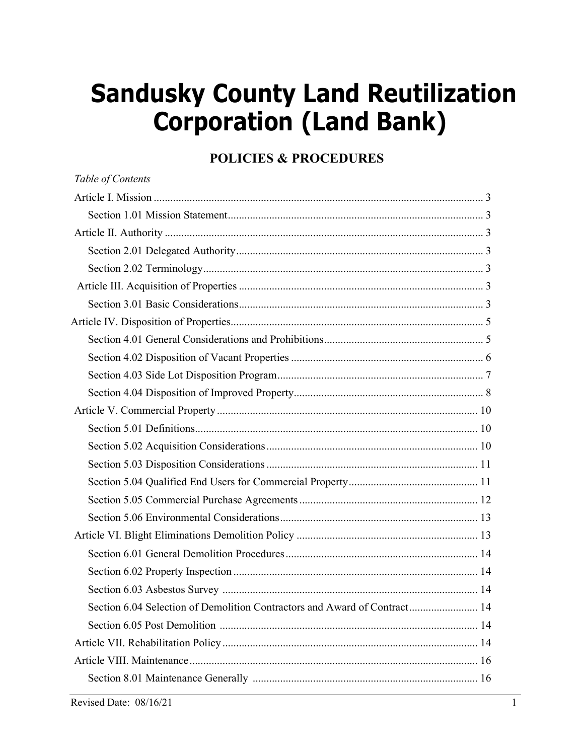# Sandusky County Land Reutilization Corporation (Land Bank)

## POLICIES & PROCEDURES

*Table of Contents*

Article I. Mission ........................................................................................................ 3

Section 1.01 Mission Statement ............................................................................... 3

Article II. Authority ..................................................................................................... 3

Section 2.01 Delegated Authority .............................................................................. 3

Section 2.02 Terminology .......................................................................................... 3

Article III. Acquisition of Properties ............................................................................ 3

Section 3.01 Basic Considerations ............................................................................. 3

Article IV. Disposition of Properties ............................................................................ 5

Section 4.01 General Considerations and Prohibitions .............................................. 5

Section 4.02 Disposition of Vacant Properties ........................................................... 6

Section 4.03 Side Lot Disposition Program ................................................................ 7

Section 4.04 Disposition of Improved Property .......................................................... 8

Article V. Commercial Property ................................................................................. 10

Section 5.01 Definitions ........................................................................................... 10

Section 5.02 Acquisition Considerations .................................................................. 10

Section 5.03 Disposition Considerations .................................................................. 11

Section 5.04 Qualified End Users for Commercial Property ..................................... 11

Section 5.05 Commercial Purchase Agreements ...................................................... 12

Section 5.06 Environmental Considerations ............................................................. 13

Article VI. Blight Eliminations Demolition Policy ....................................................... 13

Section 6.01 General Demolition Procedures ........................................................... 14

Section 6.02 Property Inspection .............................................................................. 14

Section 6.03 Asbestos Survey .................................................................................. 14

Section 6.04 Selection of Demolition Contractors and Award of Contract ................. 14

Section 6.05 Post Demolition ................................................................................... 14

Article VII. Rehabilitation Policy ................................................................................ 14

Article VIII. Maintenance ........................................................................................... 16

Section 8.01 Maintenance Generally ....................................................................... 16

Revised Date: 08/16/21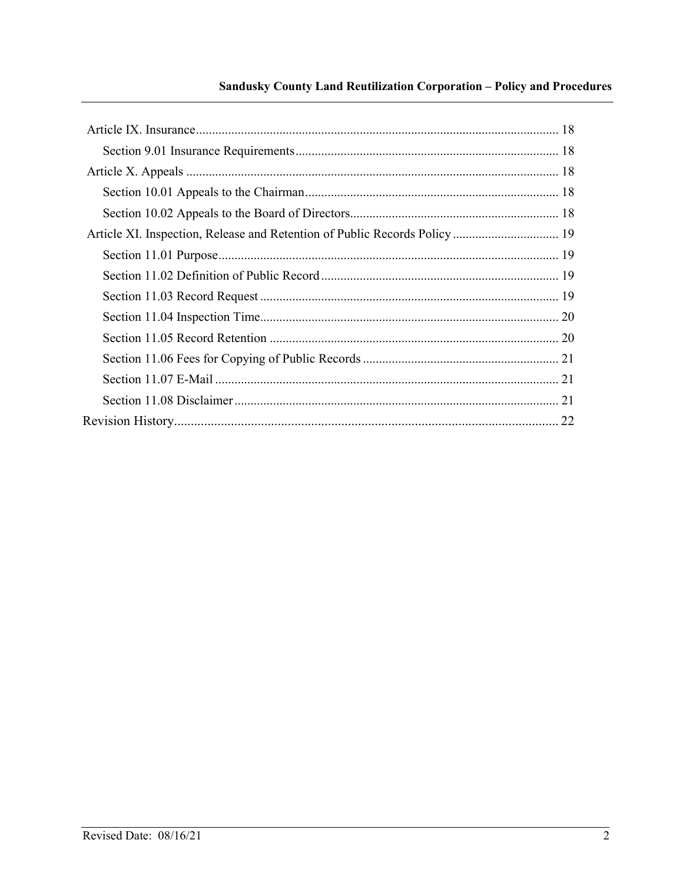Article IX. Insurance ................................................................................................................ 18

  Section 9.01 Insurance Requirements ................................................................................. 18

Article X. Appeals .................................................................................................................. 18

  Section 10.01 Appeals to the Chairman .............................................................................. 18

  Section 10.02 Appeals to the Board of Directors ................................................................ 18

Article XI. Inspection, Release and Retention of Public Records Policy ................................. 19

  Section 11.01 Purpose ......................................................................................................... 19

  Section 11.02 Definition of Public Record ......................................................................... 19

  Section 11.03 Record Request ............................................................................................ 19

  Section 11.04 Inspection Time ............................................................................................ 20

  Section 11.05 Record Retention ......................................................................................... 20

  Section 11.06 Fees for Copying of Public Records ............................................................ 21

  Section 11.07 E-Mail .......................................................................................................... 21

  Section 11.08 Disclaimer .................................................................................................... 21

Revision History ..................................................................................................................... 22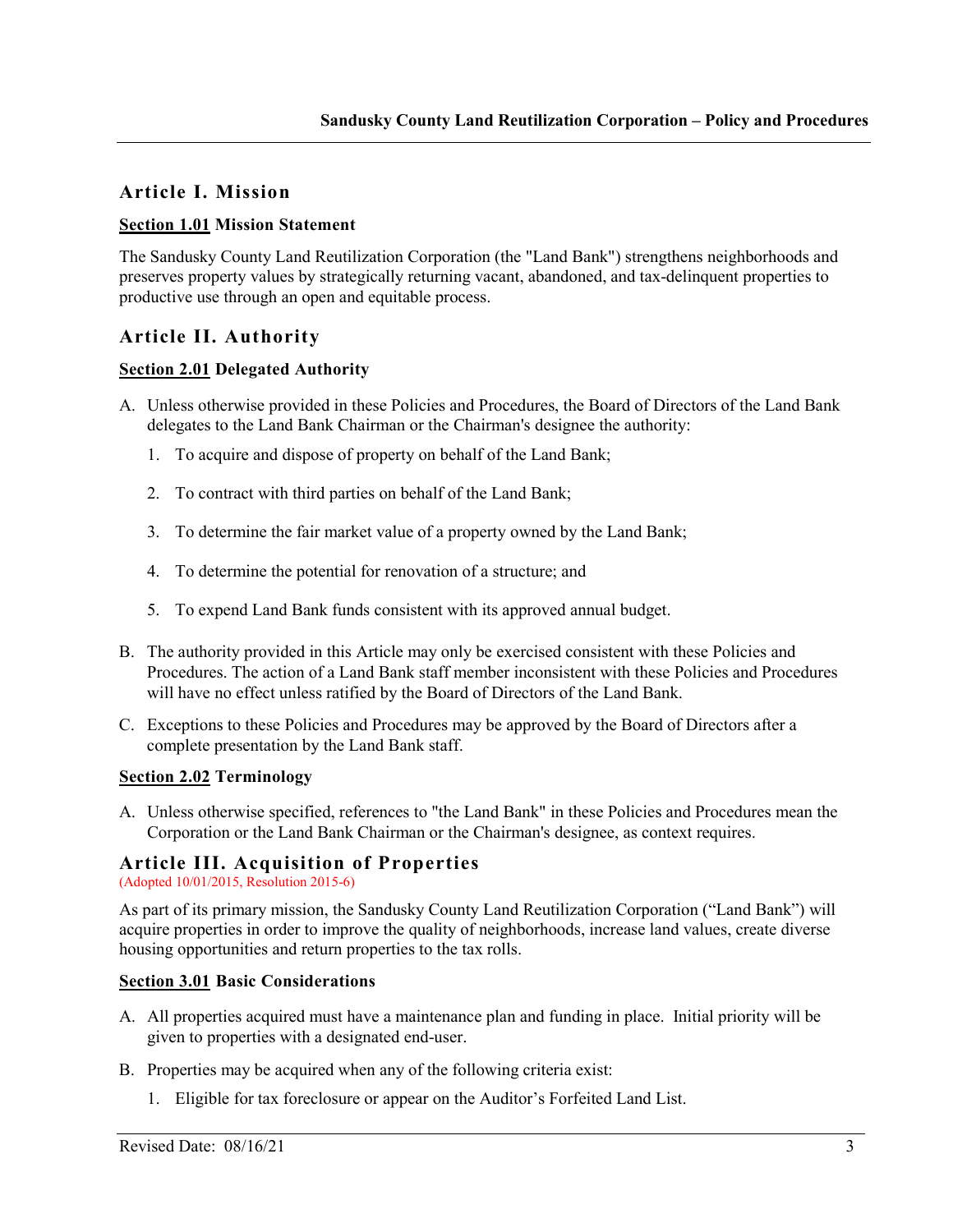## Article I. Mission

### Section 1.01 Mission Statement

The Sandusky County Land Reutilization Corporation (the "Land Bank") strengthens neighborhoods and preserves property values by strategically returning vacant, abandoned, and tax-delinquent properties to productive use through an open and equitable process.

## Article II. Authority

### Section 2.01 Delegated Authority

A. Unless otherwise provided in these Policies and Procedures, the Board of Directors of the Land Bank delegates to the Land Bank Chairman or the Chairman's designee the authority:

   1. To acquire and dispose of property on behalf of the Land Bank;

   2. To contract with third parties on behalf of the Land Bank;

   3. To determine the fair market value of a property owned by the Land Bank;

   4. To determine the potential for renovation of a structure; and

   5. To expend Land Bank funds consistent with its approved annual budget.

B. The authority provided in this Article may only be exercised consistent with these Policies and Procedures. The action of a Land Bank staff member inconsistent with these Policies and Procedures will have no effect unless ratified by the Board of Directors of the Land Bank.

C. Exceptions to these Policies and Procedures may be approved by the Board of Directors after a complete presentation by the Land Bank staff.

### Section 2.02 Terminology

A. Unless otherwise specified, references to "the Land Bank" in these Policies and Procedures mean the Corporation or the Land Bank Chairman or the Chairman's designee, as context requires.

## Article III. Acquisition of Properties

(Adopted 10/01/2015, Resolution 2015-6)

As part of its primary mission, the Sandusky County Land Reutilization Corporation ("Land Bank") will acquire properties in order to improve the quality of neighborhoods, increase land values, create diverse housing opportunities and return properties to the tax rolls.

### Section 3.01 Basic Considerations

A. All properties acquired must have a maintenance plan and funding in place. Initial priority will be given to properties with a designated end-user.

B. Properties may be acquired when any of the following criteria exist:

   1. Eligible for tax foreclosure or appear on the Auditor's Forfeited Land List.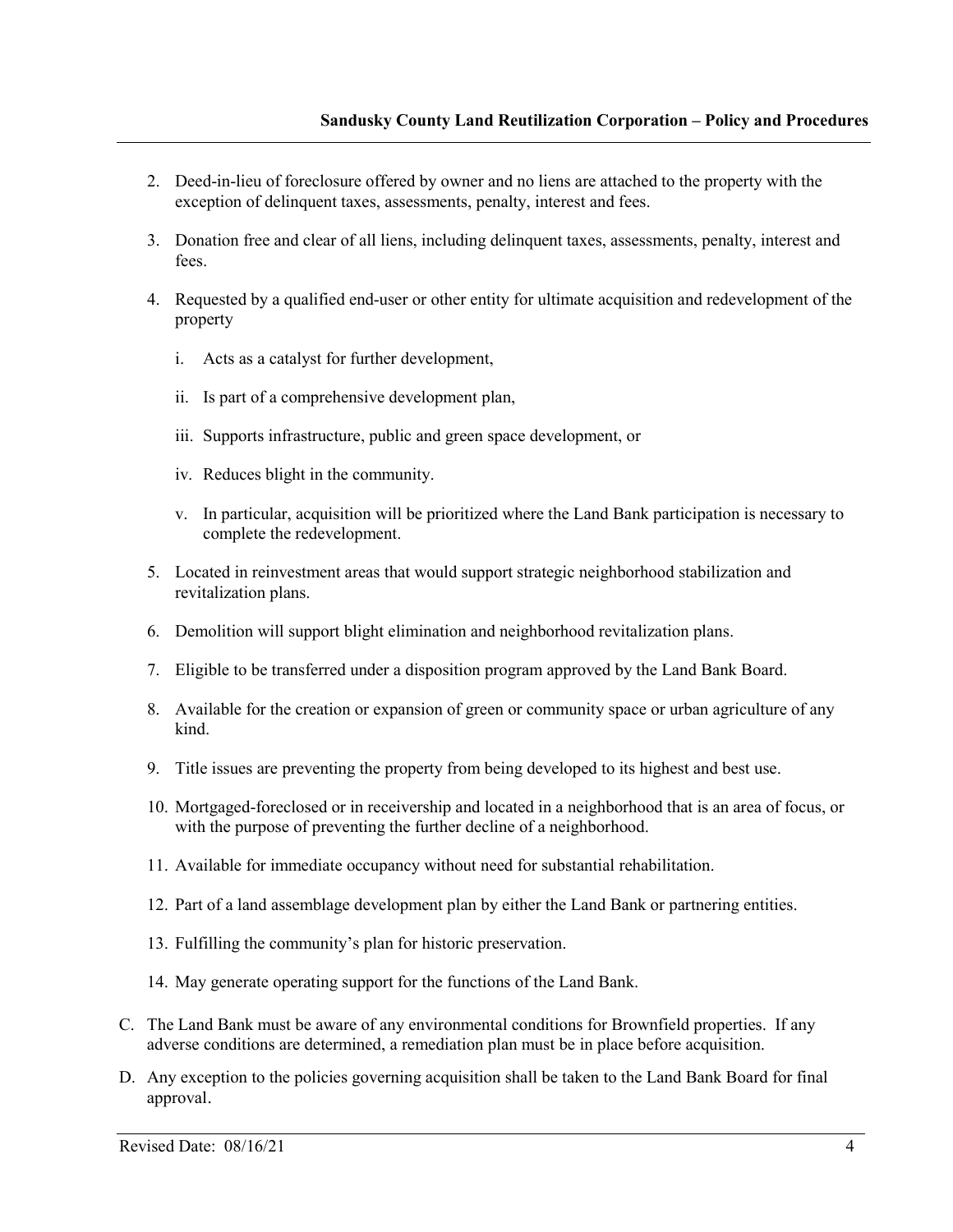2. Deed-in-lieu of foreclosure offered by owner and no liens are attached to the property with the exception of delinquent taxes, assessments, penalty, interest and fees.

3. Donation free and clear of all liens, including delinquent taxes, assessments, penalty, interest and fees.

4. Requested by a qualified end-user or other entity for ultimate acquisition and redevelopment of the property

   i. Acts as a catalyst for further development,

   ii. Is part of a comprehensive development plan,

   iii. Supports infrastructure, public and green space development, or

   iv. Reduces blight in the community.

   v. In particular, acquisition will be prioritized where the Land Bank participation is necessary to complete the redevelopment.

5. Located in reinvestment areas that would support strategic neighborhood stabilization and revitalization plans.

6. Demolition will support blight elimination and neighborhood revitalization plans.

7. Eligible to be transferred under a disposition program approved by the Land Bank Board.

8. Available for the creation or expansion of green or community space or urban agriculture of any kind.

9. Title issues are preventing the property from being developed to its highest and best use.

10. Mortgaged-foreclosed or in receivership and located in a neighborhood that is an area of focus, or with the purpose of preventing the further decline of a neighborhood.

11. Available for immediate occupancy without need for substantial rehabilitation.

12. Part of a land assemblage development plan by either the Land Bank or partnering entities.

13. Fulfilling the community's plan for historic preservation.

14. May generate operating support for the functions of the Land Bank.

C. The Land Bank must be aware of any environmental conditions for Brownfield properties. If any adverse conditions are determined, a remediation plan must be in place before acquisition.

D. Any exception to the policies governing acquisition shall be taken to the Land Bank Board for final approval.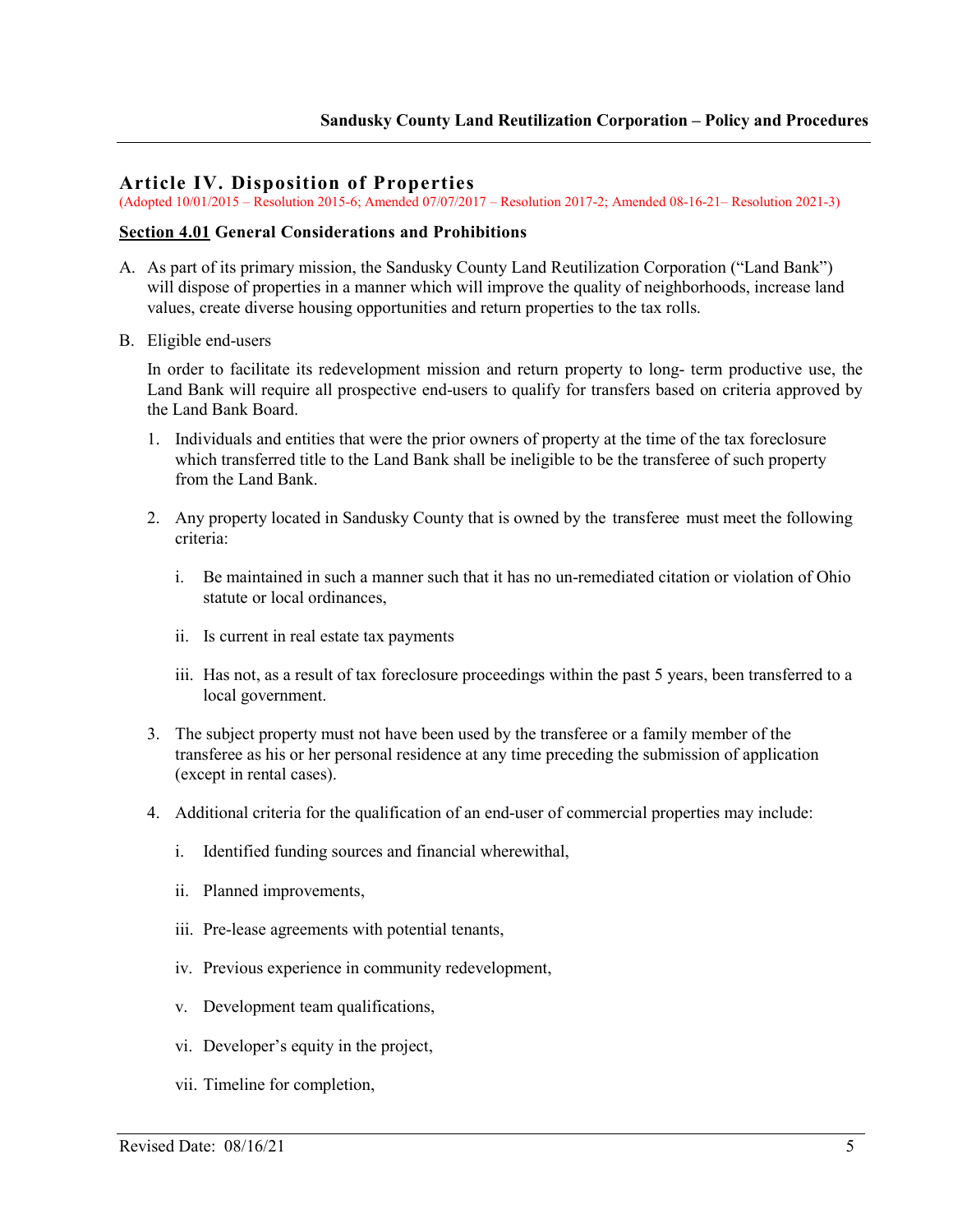## Article IV. Disposition of Properties

(Adopted 10/01/2015 – Resolution 2015-6; Amended 07/07/2017 – Resolution 2017-2; Amended 08-16-21– Resolution 2021-3)

**Section 4.01 General Considerations and Prohibitions**

A. As part of its primary mission, the Sandusky County Land Reutilization Corporation ("Land Bank") will dispose of properties in a manner which will improve the quality of neighborhoods, increase land values, create diverse housing opportunities and return properties to the tax rolls.

B. Eligible end-users

   In order to facilitate its redevelopment mission and return property to long- term productive use, the Land Bank will require all prospective end-users to qualify for transfers based on criteria approved by the Land Bank Board.

   1. Individuals and entities that were the prior owners of property at the time of the tax foreclosure which transferred title to the Land Bank shall be ineligible to be the transferee of such property from the Land Bank.

   2. Any property located in Sandusky County that is owned by the transferee must meet the following criteria:

      i. Be maintained in such a manner such that it has no un-remediated citation or violation of Ohio statute or local ordinances,

      ii. Is current in real estate tax payments

      iii. Has not, as a result of tax foreclosure proceedings within the past 5 years, been transferred to a local government.

   3. The subject property must not have been used by the transferee or a family member of the transferee as his or her personal residence at any time preceding the submission of application (except in rental cases).

   4. Additional criteria for the qualification of an end-user of commercial properties may include:

      i. Identified funding sources and financial wherewithal,

      ii. Planned improvements,

      iii. Pre-lease agreements with potential tenants,

      iv. Previous experience in community redevelopment,

      v. Development team qualifications,

      vi. Developer's equity in the project,

      vii. Timeline for completion,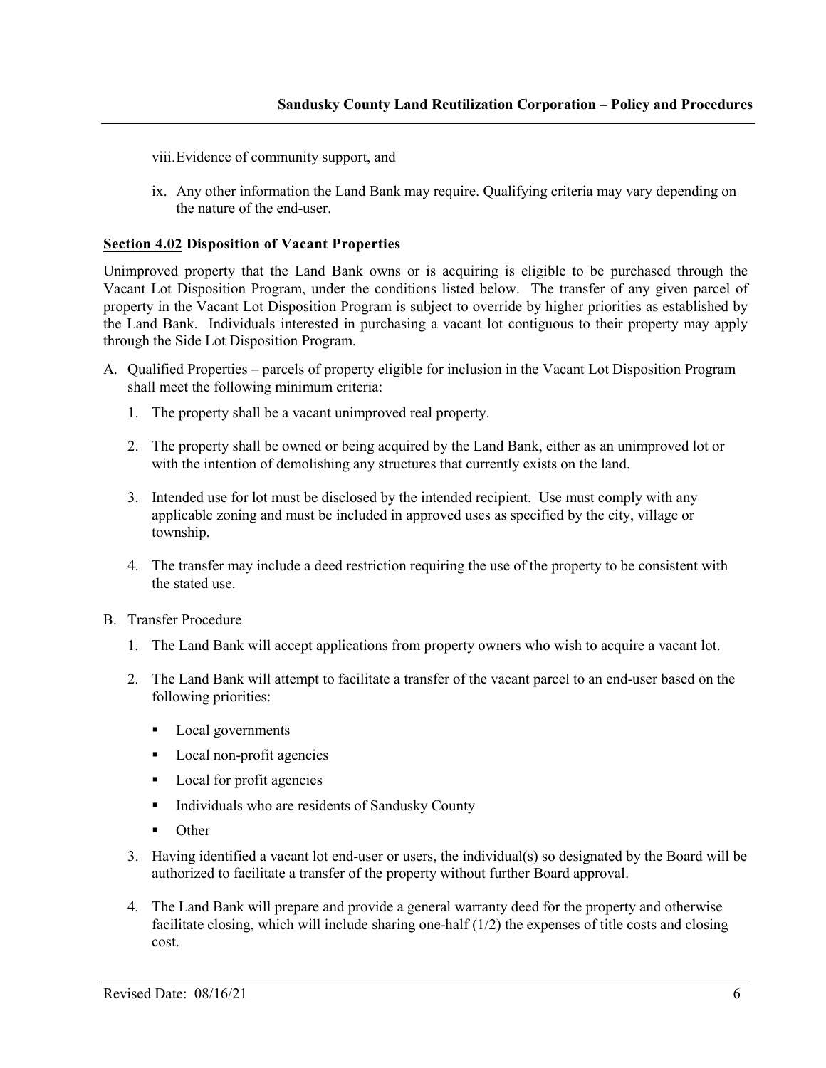viii. Evidence of community support, and

ix. Any other information the Land Bank may require. Qualifying criteria may vary depending on the nature of the end-user.

**<u>Section 4.02</u> Disposition of Vacant Properties**

Unimproved property that the Land Bank owns or is acquiring is eligible to be purchased through the Vacant Lot Disposition Program, under the conditions listed below. The transfer of any given parcel of property in the Vacant Lot Disposition Program is subject to override by higher priorities as established by the Land Bank. Individuals interested in purchasing a vacant lot contiguous to their property may apply through the Side Lot Disposition Program.

A. Qualified Properties – parcels of property eligible for inclusion in the Vacant Lot Disposition Program shall meet the following minimum criteria:

   1. The property shall be a vacant unimproved real property.

   2. The property shall be owned or being acquired by the Land Bank, either as an unimproved lot or with the intention of demolishing any structures that currently exists on the land.

   3. Intended use for lot must be disclosed by the intended recipient. Use must comply with any applicable zoning and must be included in approved uses as specified by the city, village or township.

   4. The transfer may include a deed restriction requiring the use of the property to be consistent with the stated use.

B. Transfer Procedure

   1. The Land Bank will accept applications from property owners who wish to acquire a vacant lot.

   2. The Land Bank will attempt to facilitate a transfer of the vacant parcel to an end-user based on the following priorities:

      - Local governments
      - Local non-profit agencies
      - Local for profit agencies
      - Individuals who are residents of Sandusky County
      - Other

   3. Having identified a vacant lot end-user or users, the individual(s) so designated by the Board will be authorized to facilitate a transfer of the property without further Board approval.

   4. The Land Bank will prepare and provide a general warranty deed for the property and otherwise facilitate closing, which will include sharing one-half (1/2) the expenses of title costs and closing cost.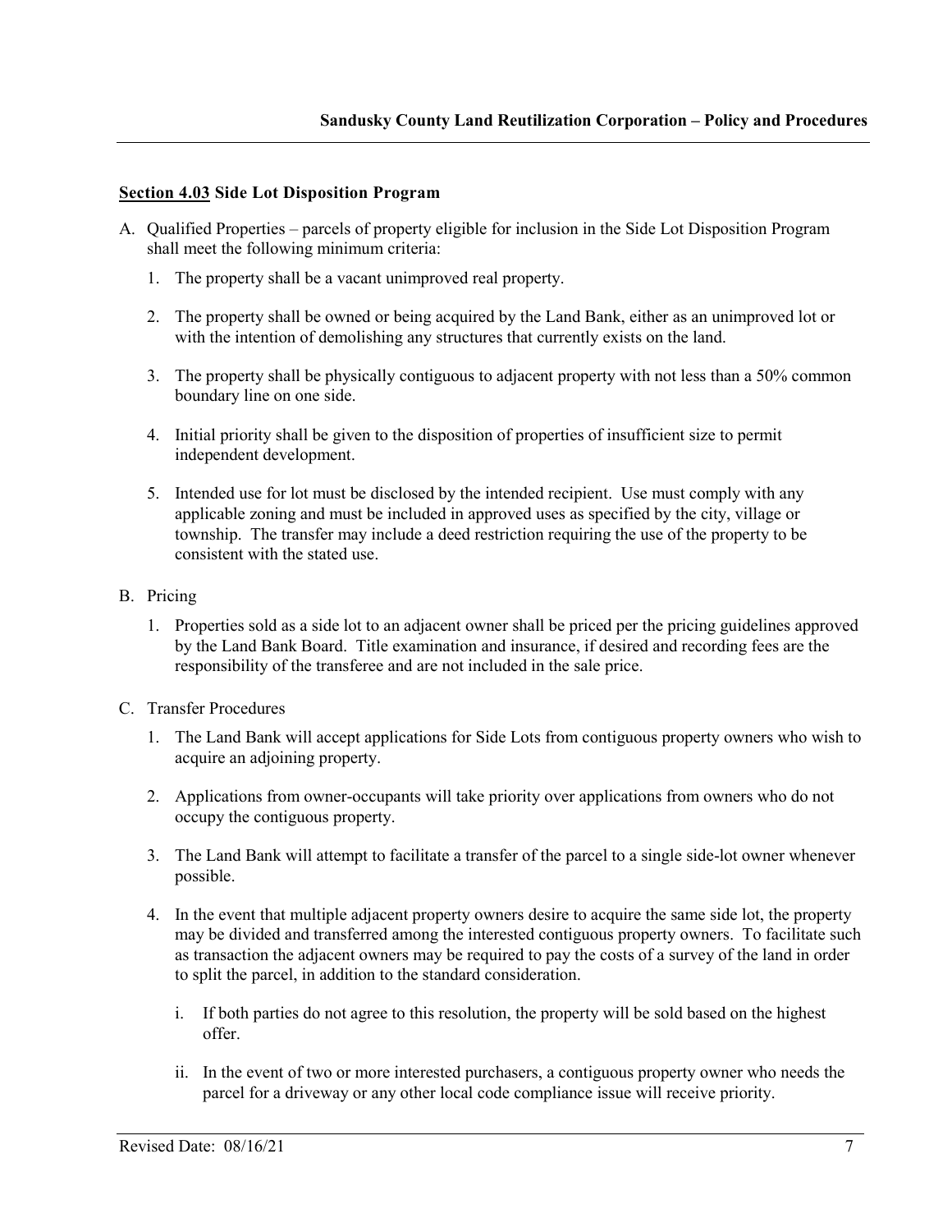### **Section 4.03** Side Lot Disposition Program

A. Qualified Properties – parcels of property eligible for inclusion in the Side Lot Disposition Program shall meet the following minimum criteria:

   1. The property shall be a vacant unimproved real property.

   2. The property shall be owned or being acquired by the Land Bank, either as an unimproved lot or with the intention of demolishing any structures that currently exists on the land.

   3. The property shall be physically contiguous to adjacent property with not less than a 50% common boundary line on one side.

   4. Initial priority shall be given to the disposition of properties of insufficient size to permit independent development.

   5. Intended use for lot must be disclosed by the intended recipient. Use must comply with any applicable zoning and must be included in approved uses as specified by the city, village or township. The transfer may include a deed restriction requiring the use of the property to be consistent with the stated use.

B. Pricing

   1. Properties sold as a side lot to an adjacent owner shall be priced per the pricing guidelines approved by the Land Bank Board. Title examination and insurance, if desired and recording fees are the responsibility of the transferee and are not included in the sale price.

C. Transfer Procedures

   1. The Land Bank will accept applications for Side Lots from contiguous property owners who wish to acquire an adjoining property.

   2. Applications from owner-occupants will take priority over applications from owners who do not occupy the contiguous property.

   3. The Land Bank will attempt to facilitate a transfer of the parcel to a single side-lot owner whenever possible.

   4. In the event that multiple adjacent property owners desire to acquire the same side lot, the property may be divided and transferred among the interested contiguous property owners. To facilitate such as transaction the adjacent owners may be required to pay the costs of a survey of the land in order to split the parcel, in addition to the standard consideration.

      i. If both parties do not agree to this resolution, the property will be sold based on the highest offer.

      ii. In the event of two or more interested purchasers, a contiguous property owner who needs the parcel for a driveway or any other local code compliance issue will receive priority.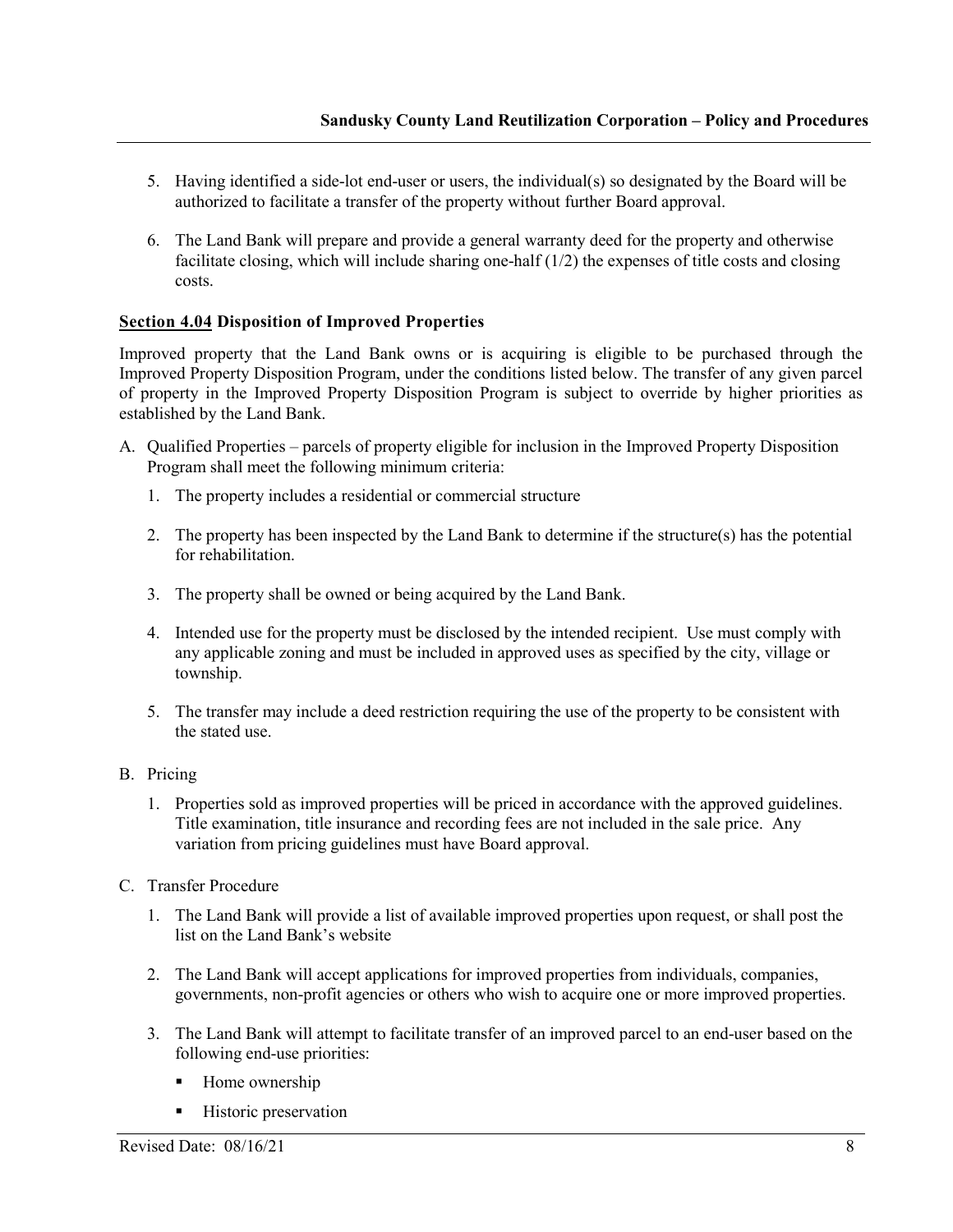5. Having identified a side-lot end-user or users, the individual(s) so designated by the Board will be authorized to facilitate a transfer of the property without further Board approval.

6. The Land Bank will prepare and provide a general warranty deed for the property and otherwise facilitate closing, which will include sharing one-half (1/2) the expenses of title costs and closing costs.

### **Section 4.04** Disposition of Improved Properties

Improved property that the Land Bank owns or is acquiring is eligible to be purchased through the Improved Property Disposition Program, under the conditions listed below. The transfer of any given parcel of property in the Improved Property Disposition Program is subject to override by higher priorities as established by the Land Bank.

A. Qualified Properties – parcels of property eligible for inclusion in the Improved Property Disposition Program shall meet the following minimum criteria:

   1. The property includes a residential or commercial structure

   2. The property has been inspected by the Land Bank to determine if the structure(s) has the potential for rehabilitation.

   3. The property shall be owned or being acquired by the Land Bank.

   4. Intended use for the property must be disclosed by the intended recipient. Use must comply with any applicable zoning and must be included in approved uses as specified by the city, village or township.

   5. The transfer may include a deed restriction requiring the use of the property to be consistent with the stated use.

B. Pricing

   1. Properties sold as improved properties will be priced in accordance with the approved guidelines. Title examination, title insurance and recording fees are not included in the sale price. Any variation from pricing guidelines must have Board approval.

C. Transfer Procedure

   1. The Land Bank will provide a list of available improved properties upon request, or shall post the list on the Land Bank's website

   2. The Land Bank will accept applications for improved properties from individuals, companies, governments, non-profit agencies or others who wish to acquire one or more improved properties.

   3. The Land Bank will attempt to facilitate transfer of an improved parcel to an end-user based on the following end-use priorities:

      - Home ownership
      - Historic preservation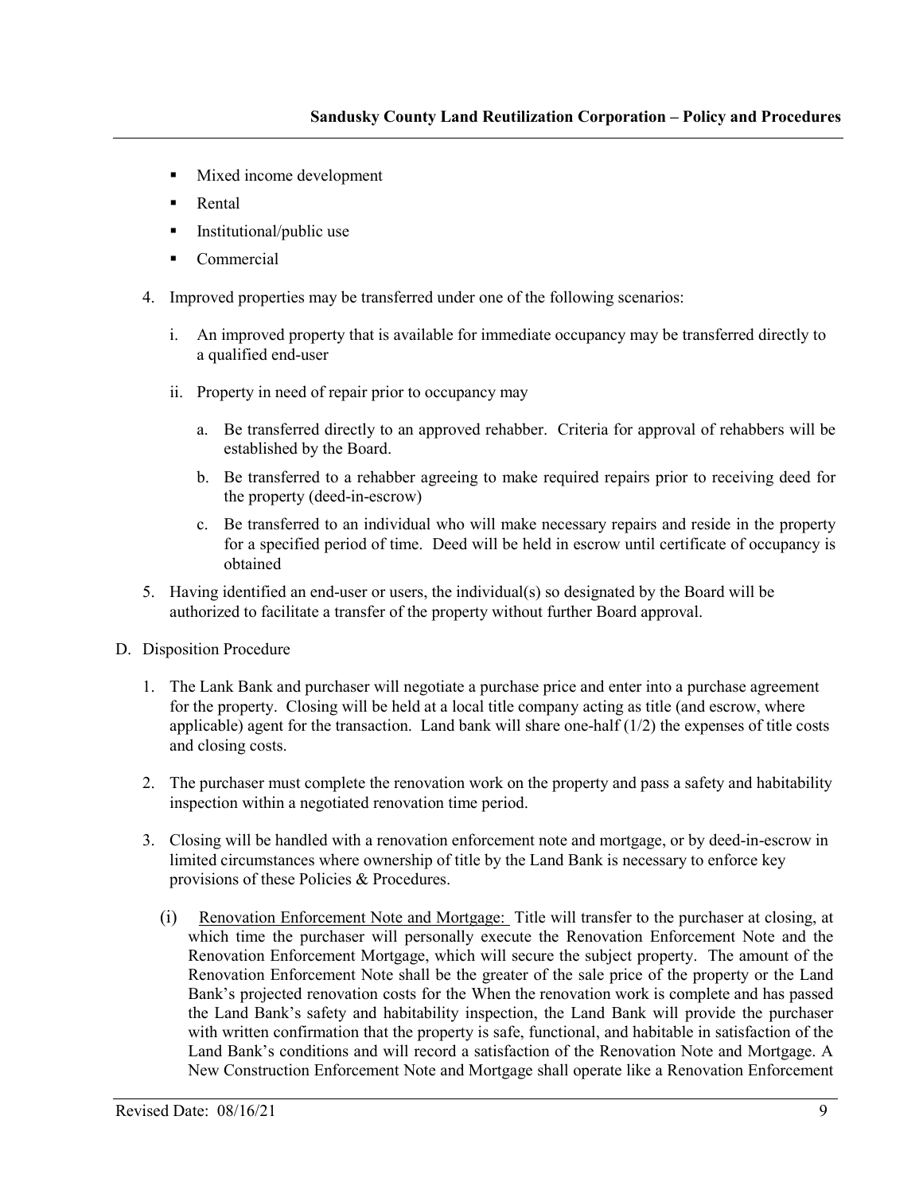- Mixed income development
- Rental
- Institutional/public use
- Commercial

4. Improved properties may be transferred under one of the following scenarios:

   i. An improved property that is available for immediate occupancy may be transferred directly to a qualified end-user

   ii. Property in need of repair prior to occupancy may

      a. Be transferred directly to an approved rehabber. Criteria for approval of rehabbers will be established by the Board.

      b. Be transferred to a rehabber agreeing to make required repairs prior to receiving deed for the property (deed-in-escrow)

      c. Be transferred to an individual who will make necessary repairs and reside in the property for a specified period of time. Deed will be held in escrow until certificate of occupancy is obtained

5. Having identified an end-user or users, the individual(s) so designated by the Board will be authorized to facilitate a transfer of the property without further Board approval.

D. Disposition Procedure

1. The Lank Bank and purchaser will negotiate a purchase price and enter into a purchase agreement for the property. Closing will be held at a local title company acting as title (and escrow, where applicable) agent for the transaction. Land bank will share one-half (1/2) the expenses of title costs and closing costs.

2. The purchaser must complete the renovation work on the property and pass a safety and habitability inspection within a negotiated renovation time period.

3. Closing will be handled with a renovation enforcement note and mortgage, or by deed-in-escrow in limited circumstances where ownership of title by the Land Bank is necessary to enforce key provisions of these Policies & Procedures.

   (i) Renovation Enforcement Note and Mortgage: Title will transfer to the purchaser at closing, at which time the purchaser will personally execute the Renovation Enforcement Note and the Renovation Enforcement Mortgage, which will secure the subject property. The amount of the Renovation Enforcement Note shall be the greater of the sale price of the property or the Land Bank's projected renovation costs for the When the renovation work is complete and has passed the Land Bank's safety and habitability inspection, the Land Bank will provide the purchaser with written confirmation that the property is safe, functional, and habitable in satisfaction of the Land Bank's conditions and will record a satisfaction of the Renovation Note and Mortgage. A New Construction Enforcement Note and Mortgage shall operate like a Renovation Enforcement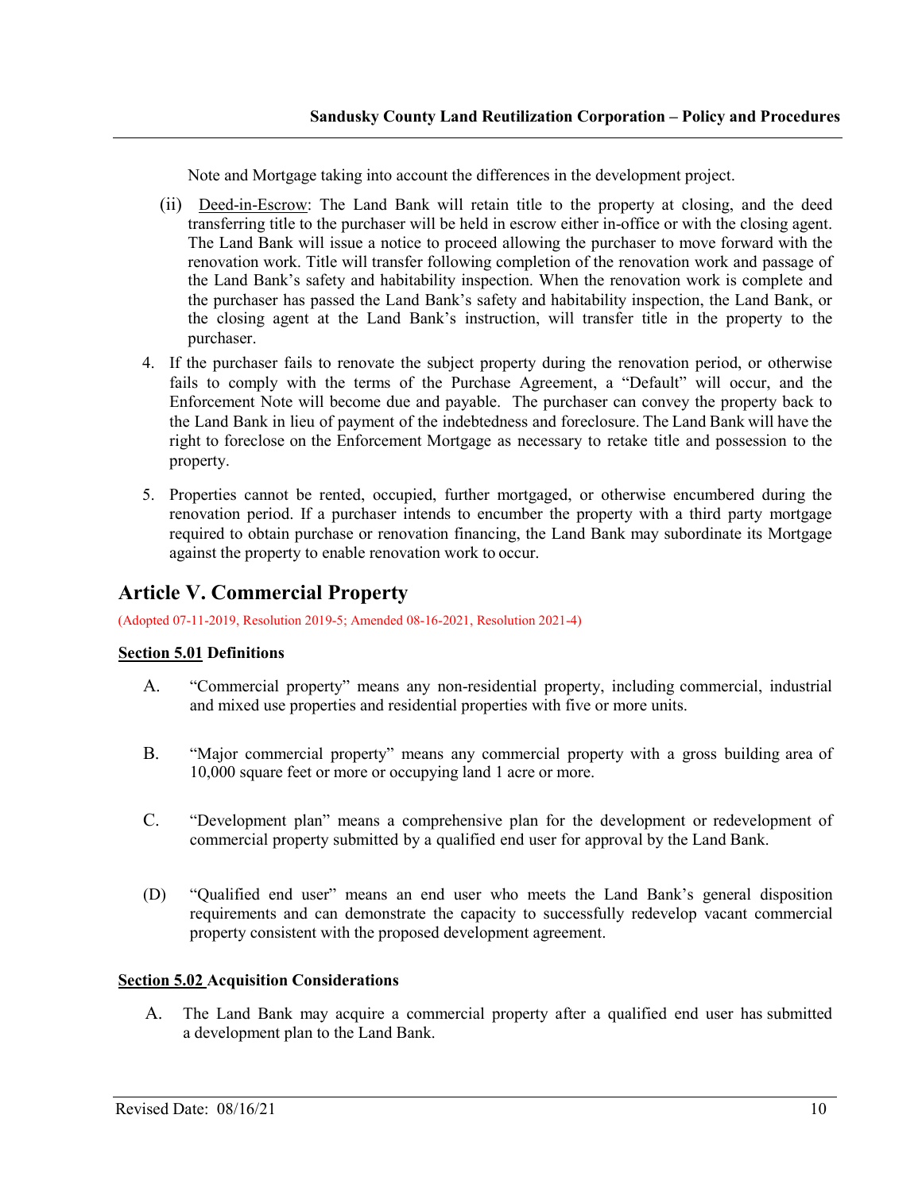Note and Mortgage taking into account the differences in the development project.

(ii) Deed-in-Escrow: The Land Bank will retain title to the property at closing, and the deed transferring title to the purchaser will be held in escrow either in-office or with the closing agent. The Land Bank will issue a notice to proceed allowing the purchaser to move forward with the renovation work. Title will transfer following completion of the renovation work and passage of the Land Bank's safety and habitability inspection. When the renovation work is complete and the purchaser has passed the Land Bank's safety and habitability inspection, the Land Bank, or the closing agent at the Land Bank's instruction, will transfer title in the property to the purchaser.

4. If the purchaser fails to renovate the subject property during the renovation period, or otherwise fails to comply with the terms of the Purchase Agreement, a "Default" will occur, and the Enforcement Note will become due and payable. The purchaser can convey the property back to the Land Bank in lieu of payment of the indebtedness and foreclosure. The Land Bank will have the right to foreclose on the Enforcement Mortgage as necessary to retake title and possession to the property.

5. Properties cannot be rented, occupied, further mortgaged, or otherwise encumbered during the renovation period. If a purchaser intends to encumber the property with a third party mortgage required to obtain purchase or renovation financing, the Land Bank may subordinate its Mortgage against the property to enable renovation work to occur.

## Article V. Commercial Property

(Adopted 07-11-2019, Resolution 2019-5; Amended 08-16-2021, Resolution 2021-4)

**Section 5.01 Definitions**

A. "Commercial property" means any non-residential property, including commercial, industrial and mixed use properties and residential properties with five or more units.

B. "Major commercial property" means any commercial property with a gross building area of 10,000 square feet or more or occupying land 1 acre or more.

C. "Development plan" means a comprehensive plan for the development or redevelopment of commercial property submitted by a qualified end user for approval by the Land Bank.

(D) "Qualified end user" means an end user who meets the Land Bank's general disposition requirements and can demonstrate the capacity to successfully redevelop vacant commercial property consistent with the proposed development agreement.

**Section 5.02 Acquisition Considerations**

A. The Land Bank may acquire a commercial property after a qualified end user has submitted a development plan to the Land Bank.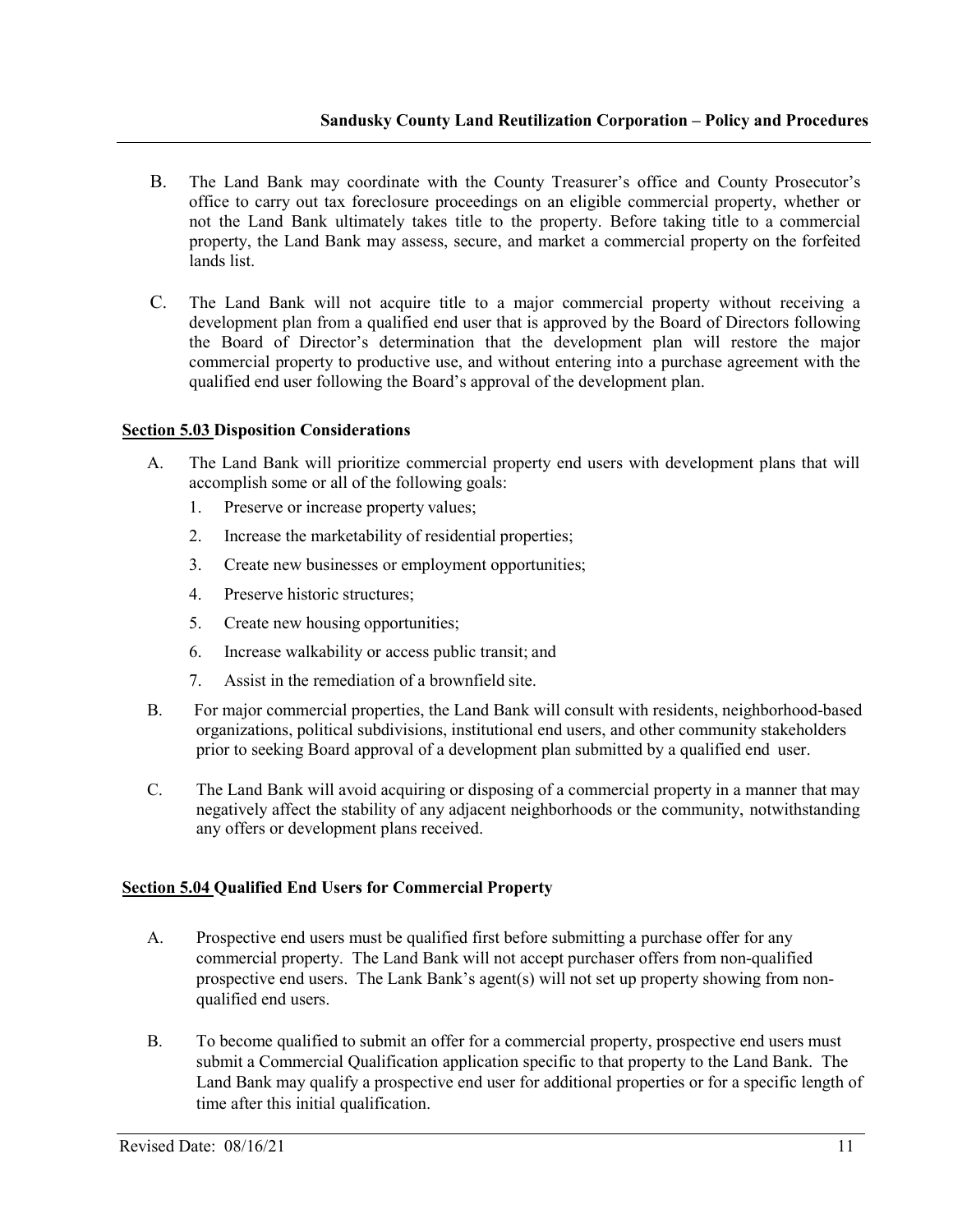B. The Land Bank may coordinate with the County Treasurer's office and County Prosecutor's office to carry out tax foreclosure proceedings on an eligible commercial property, whether or not the Land Bank ultimately takes title to the property. Before taking title to a commercial property, the Land Bank may assess, secure, and market a commercial property on the forfeited lands list.

C. The Land Bank will not acquire title to a major commercial property without receiving a development plan from a qualified end user that is approved by the Board of Directors following the Board of Director's determination that the development plan will restore the major commercial property to productive use, and without entering into a purchase agreement with the qualified end user following the Board's approval of the development plan.

## **Section 5.03** Disposition Considerations

A. The Land Bank will prioritize commercial property end users with development plans that will accomplish some or all of the following goals:
   1. Preserve or increase property values;
   2. Increase the marketability of residential properties;
   3. Create new businesses or employment opportunities;
   4. Preserve historic structures;
   5. Create new housing opportunities;
   6. Increase walkability or access public transit; and
   7. Assist in the remediation of a brownfield site.

B. For major commercial properties, the Land Bank will consult with residents, neighborhood-based organizations, political subdivisions, institutional end users, and other community stakeholders prior to seeking Board approval of a development plan submitted by a qualified end user.

C. The Land Bank will avoid acquiring or disposing of a commercial property in a manner that may negatively affect the stability of any adjacent neighborhoods or the community, notwithstanding any offers or development plans received.

## **Section 5.04** Qualified End Users for Commercial Property

A. Prospective end users must be qualified first before submitting a purchase offer for any commercial property. The Land Bank will not accept purchaser offers from non-qualified prospective end users. The Lank Bank's agent(s) will not set up property showing from non-qualified end users.

B. To become qualified to submit an offer for a commercial property, prospective end users must submit a Commercial Qualification application specific to that property to the Land Bank. The Land Bank may qualify a prospective end user for additional properties or for a specific length of time after this initial qualification.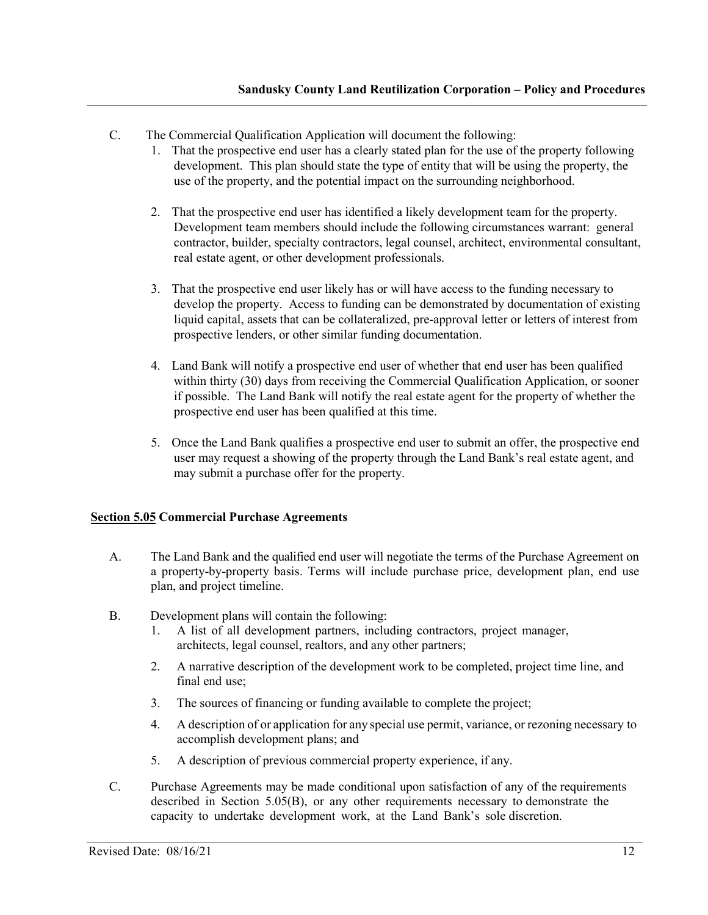C. The Commercial Qualification Application will document the following:

1. That the prospective end user has a clearly stated plan for the use of the property following development. This plan should state the type of entity that will be using the property, the use of the property, and the potential impact on the surrounding neighborhood.

2. That the prospective end user has identified a likely development team for the property. Development team members should include the following circumstances warrant: general contractor, builder, specialty contractors, legal counsel, architect, environmental consultant, real estate agent, or other development professionals.

3. That the prospective end user likely has or will have access to the funding necessary to develop the property. Access to funding can be demonstrated by documentation of existing liquid capital, assets that can be collateralized, pre-approval letter or letters of interest from prospective lenders, or other similar funding documentation.

4. Land Bank will notify a prospective end user of whether that end user has been qualified within thirty (30) days from receiving the Commercial Qualification Application, or sooner if possible. The Land Bank will notify the real estate agent for the property of whether the prospective end user has been qualified at this time.

5. Once the Land Bank qualifies a prospective end user to submit an offer, the prospective end user may request a showing of the property through the Land Bank's real estate agent, and may submit a purchase offer for the property.

### Section 5.05 Commercial Purchase Agreements

A. The Land Bank and the qualified end user will negotiate the terms of the Purchase Agreement on a property-by-property basis. Terms will include purchase price, development plan, end use plan, and project timeline.

B. Development plans will contain the following:

1. A list of all development partners, including contractors, project manager, architects, legal counsel, realtors, and any other partners;

2. A narrative description of the development work to be completed, project time line, and final end use;

3. The sources of financing or funding available to complete the project;

4. A description of or application for any special use permit, variance, or rezoning necessary to accomplish development plans; and

5. A description of previous commercial property experience, if any.

C. Purchase Agreements may be made conditional upon satisfaction of any of the requirements described in Section 5.05(B), or any other requirements necessary to demonstrate the capacity to undertake development work, at the Land Bank's sole discretion.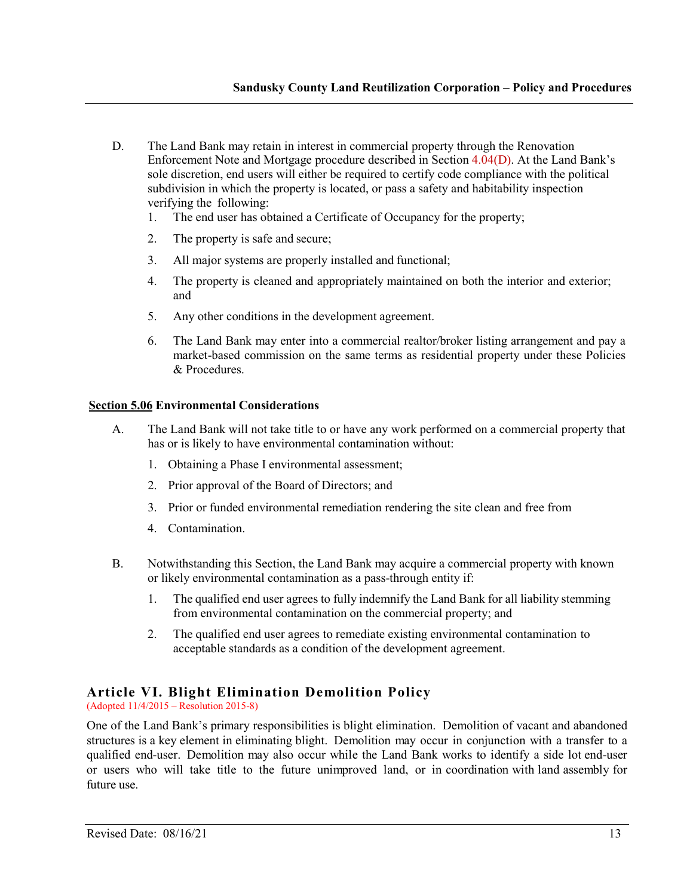D. The Land Bank may retain in interest in commercial property through the Renovation Enforcement Note and Mortgage procedure described in Section 4.04(D). At the Land Bank's sole discretion, end users will either be required to certify code compliance with the political subdivision in which the property is located, or pass a safety and habitability inspection verifying the following:

   1. The end user has obtained a Certificate of Occupancy for the property;
   2. The property is safe and secure;
   3. All major systems are properly installed and functional;
   4. The property is cleaned and appropriately maintained on both the interior and exterior; and
   5. Any other conditions in the development agreement.
   6. The Land Bank may enter into a commercial realtor/broker listing arrangement and pay a market-based commission on the same terms as residential property under these Policies & Procedures.

**<u>Section 5.06</u> Environmental Considerations**

A. The Land Bank will not take title to or have any work performed on a commercial property that has or is likely to have environmental contamination without:

   1. Obtaining a Phase I environmental assessment;
   2. Prior approval of the Board of Directors; and
   3. Prior or funded environmental remediation rendering the site clean and free from
   4. Contamination.

B. Notwithstanding this Section, the Land Bank may acquire a commercial property with known or likely environmental contamination as a pass-through entity if:

   1. The qualified end user agrees to fully indemnify the Land Bank for all liability stemming from environmental contamination on the commercial property; and
   2. The qualified end user agrees to remediate existing environmental contamination to acceptable standards as a condition of the development agreement.

## Article VI. Blight Elimination Demolition Policy

(Adopted 11/4/2015 – Resolution 2015-8)

One of the Land Bank's primary responsibilities is blight elimination. Demolition of vacant and abandoned structures is a key element in eliminating blight. Demolition may occur in conjunction with a transfer to a qualified end-user. Demolition may also occur while the Land Bank works to identify a side lot end-user or users who will take title to the future unimproved land, or in coordination with land assembly for future use.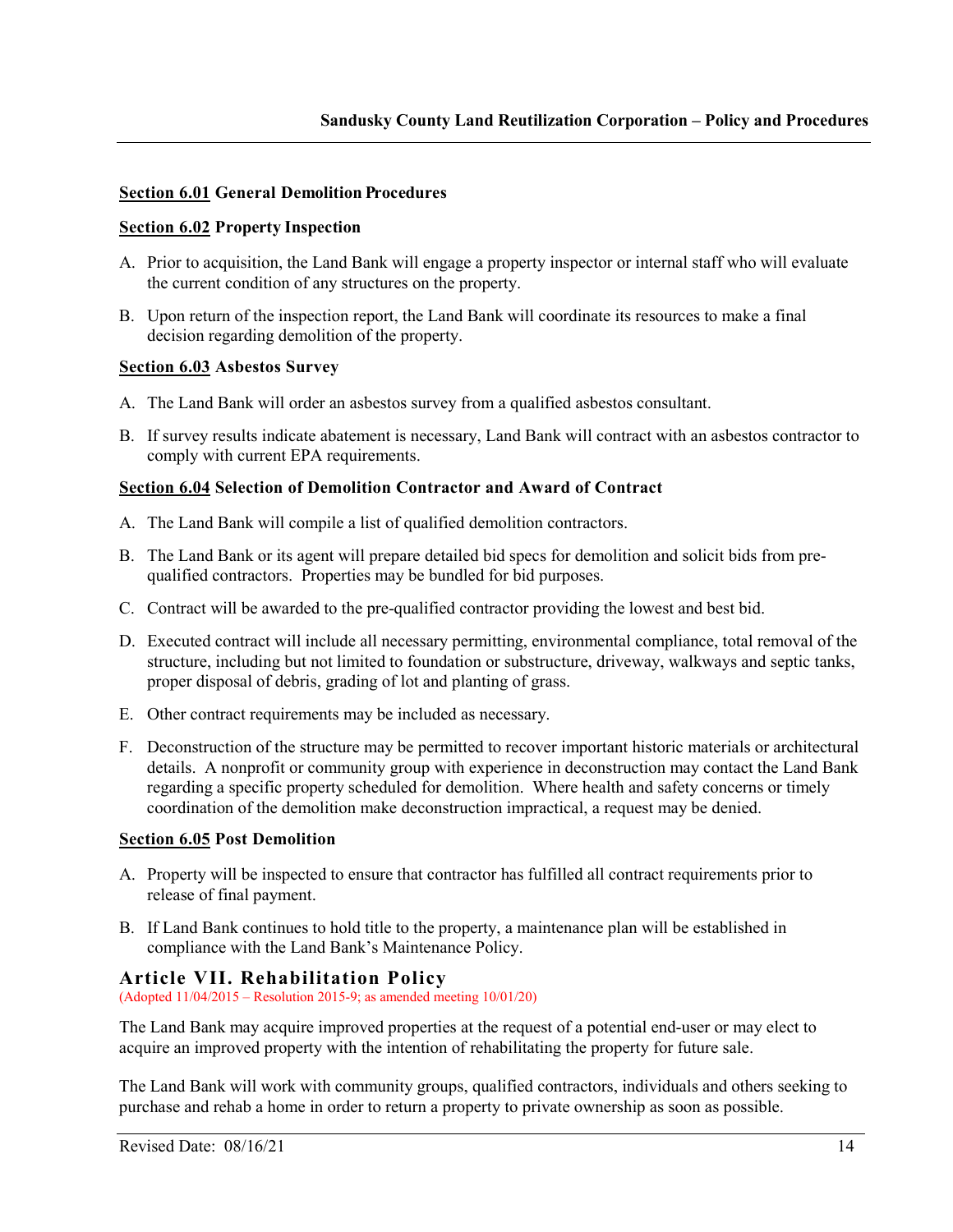**Section 6.01 General Demolition Procedures**

**Section 6.02 Property Inspection**

A. Prior to acquisition, the Land Bank will engage a property inspector or internal staff who will evaluate the current condition of any structures on the property.

B. Upon return of the inspection report, the Land Bank will coordinate its resources to make a final decision regarding demolition of the property.

**Section 6.03 Asbestos Survey**

A. The Land Bank will order an asbestos survey from a qualified asbestos consultant.

B. If survey results indicate abatement is necessary, Land Bank will contract with an asbestos contractor to comply with current EPA requirements.

**Section 6.04 Selection of Demolition Contractor and Award of Contract**

A. The Land Bank will compile a list of qualified demolition contractors.

B. The Land Bank or its agent will prepare detailed bid specs for demolition and solicit bids from pre-qualified contractors. Properties may be bundled for bid purposes.

C. Contract will be awarded to the pre-qualified contractor providing the lowest and best bid.

D. Executed contract will include all necessary permitting, environmental compliance, total removal of the structure, including but not limited to foundation or substructure, driveway, walkways and septic tanks, proper disposal of debris, grading of lot and planting of grass.

E. Other contract requirements may be included as necessary.

F. Deconstruction of the structure may be permitted to recover important historic materials or architectural details. A nonprofit or community group with experience in deconstruction may contact the Land Bank regarding a specific property scheduled for demolition. Where health and safety concerns or timely coordination of the demolition make deconstruction impractical, a request may be denied.

**Section 6.05 Post Demolition**

A. Property will be inspected to ensure that contractor has fulfilled all contract requirements prior to release of final payment.

B. If Land Bank continues to hold title to the property, a maintenance plan will be established in compliance with the Land Bank's Maintenance Policy.

## Article VII. Rehabilitation Policy

(Adopted 11/04/2015 – Resolution 2015-9; as amended meeting 10/01/20)

The Land Bank may acquire improved properties at the request of a potential end-user or may elect to acquire an improved property with the intention of rehabilitating the property for future sale.

The Land Bank will work with community groups, qualified contractors, individuals and others seeking to purchase and rehab a home in order to return a property to private ownership as soon as possible.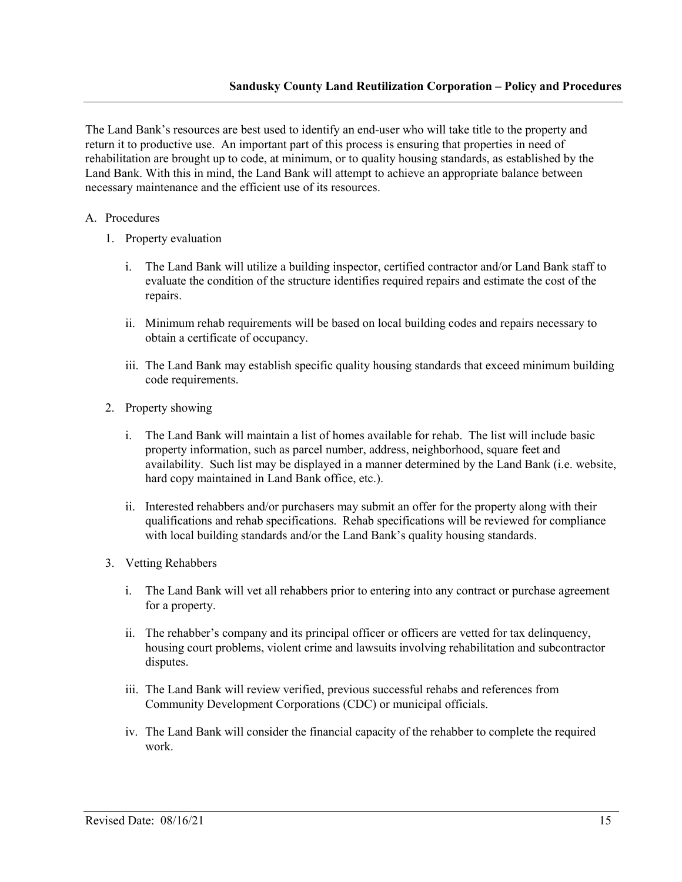The Land Bank's resources are best used to identify an end-user who will take title to the property and return it to productive use. An important part of this process is ensuring that properties in need of rehabilitation are brought up to code, at minimum, or to quality housing standards, as established by the Land Bank. With this in mind, the Land Bank will attempt to achieve an appropriate balance between necessary maintenance and the efficient use of its resources.

A. Procedures

1. Property evaluation

   i. The Land Bank will utilize a building inspector, certified contractor and/or Land Bank staff to evaluate the condition of the structure identifies required repairs and estimate the cost of the repairs.

   ii. Minimum rehab requirements will be based on local building codes and repairs necessary to obtain a certificate of occupancy.

   iii. The Land Bank may establish specific quality housing standards that exceed minimum building code requirements.

2. Property showing

   i. The Land Bank will maintain a list of homes available for rehab. The list will include basic property information, such as parcel number, address, neighborhood, square feet and availability. Such list may be displayed in a manner determined by the Land Bank (i.e. website, hard copy maintained in Land Bank office, etc.).

   ii. Interested rehabbers and/or purchasers may submit an offer for the property along with their qualifications and rehab specifications. Rehab specifications will be reviewed for compliance with local building standards and/or the Land Bank's quality housing standards.

3. Vetting Rehabbers

   i. The Land Bank will vet all rehabbers prior to entering into any contract or purchase agreement for a property.

   ii. The rehabber's company and its principal officer or officers are vetted for tax delinquency, housing court problems, violent crime and lawsuits involving rehabilitation and subcontractor disputes.

   iii. The Land Bank will review verified, previous successful rehabs and references from Community Development Corporations (CDC) or municipal officials.

   iv. The Land Bank will consider the financial capacity of the rehabber to complete the required work.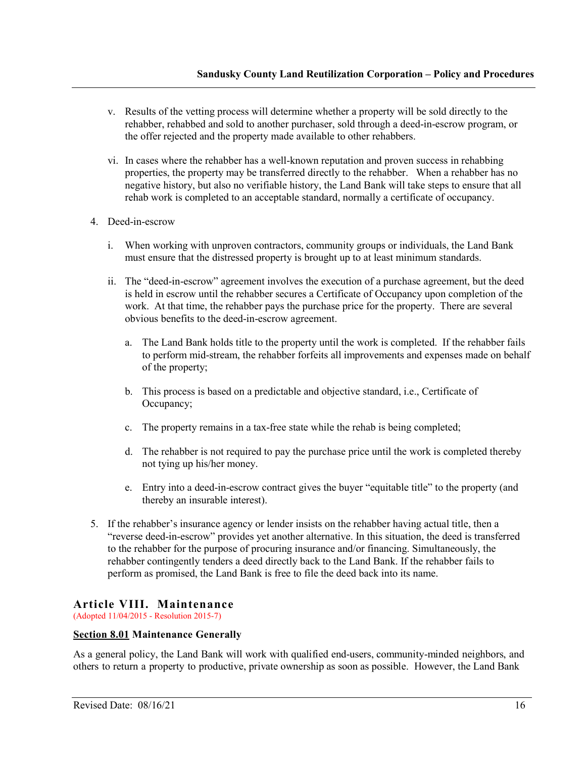v. Results of the vetting process will determine whether a property will be sold directly to the rehabber, rehabbed and sold to another purchaser, sold through a deed-in-escrow program, or the offer rejected and the property made available to other rehabbers.

vi. In cases where the rehabber has a well-known reputation and proven success in rehabbing properties, the property may be transferred directly to the rehabber. When a rehabber has no negative history, but also no verifiable history, the Land Bank will take steps to ensure that all rehab work is completed to an acceptable standard, normally a certificate of occupancy.

4. Deed-in-escrow

   i. When working with unproven contractors, community groups or individuals, the Land Bank must ensure that the distressed property is brought up to at least minimum standards.

   ii. The "deed-in-escrow" agreement involves the execution of a purchase agreement, but the deed is held in escrow until the rehabber secures a Certificate of Occupancy upon completion of the work. At that time, the rehabber pays the purchase price for the property. There are several obvious benefits to the deed-in-escrow agreement.

      a. The Land Bank holds title to the property until the work is completed. If the rehabber fails to perform mid-stream, the rehabber forfeits all improvements and expenses made on behalf of the property;

      b. This process is based on a predictable and objective standard, i.e., Certificate of Occupancy;

      c. The property remains in a tax-free state while the rehab is being completed;

      d. The rehabber is not required to pay the purchase price until the work is completed thereby not tying up his/her money.

      e. Entry into a deed-in-escrow contract gives the buyer "equitable title" to the property (and thereby an insurable interest).

5. If the rehabber's insurance agency or lender insists on the rehabber having actual title, then a "reverse deed-in-escrow" provides yet another alternative. In this situation, the deed is transferred to the rehabber for the purpose of procuring insurance and/or financing. Simultaneously, the rehabber contingently tenders a deed directly back to the Land Bank. If the rehabber fails to perform as promised, the Land Bank is free to file the deed back into its name.

## Article VIII. Maintenance

(Adopted 11/04/2015 - Resolution 2015-7)

### Section 8.01 Maintenance Generally

As a general policy, the Land Bank will work with qualified end-users, community-minded neighbors, and others to return a property to productive, private ownership as soon as possible. However, the Land Bank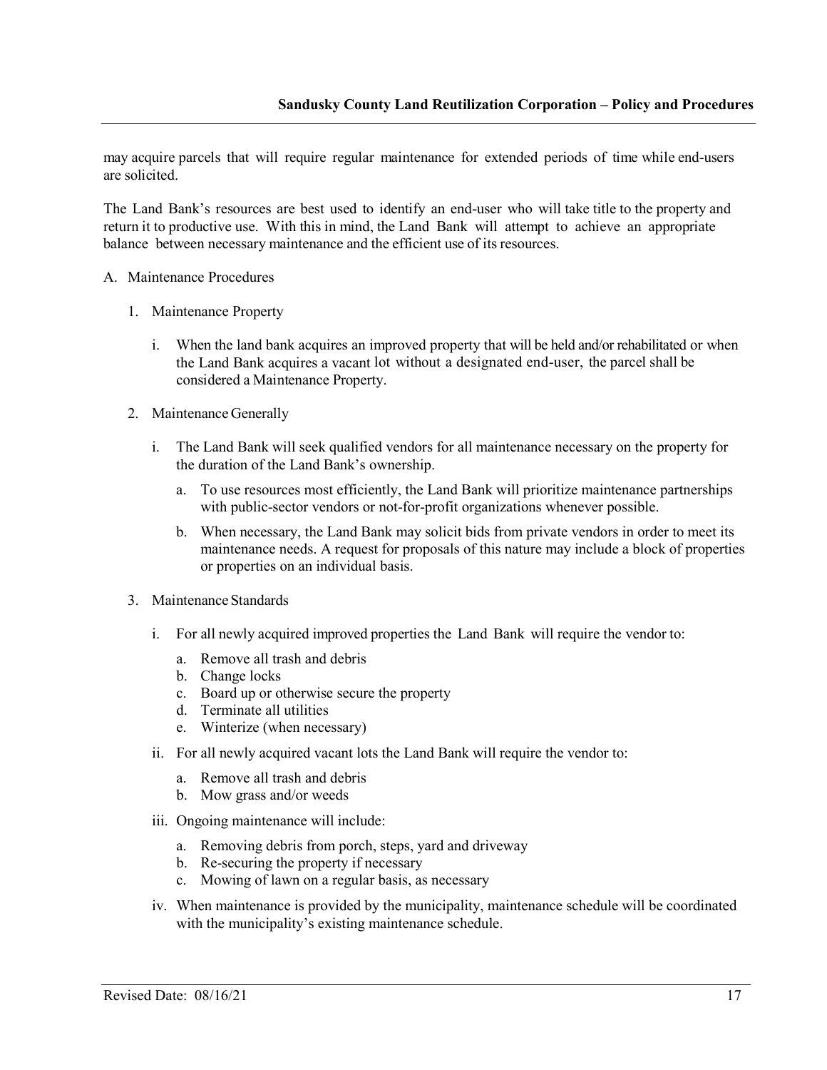may acquire parcels that will require regular maintenance for extended periods of time while end-users are solicited.

The Land Bank's resources are best used to identify an end-user who will take title to the property and return it to productive use. With this in mind, the Land Bank will attempt to achieve an appropriate balance between necessary maintenance and the efficient use of its resources.

A. Maintenance Procedures

1. Maintenance Property

   i. When the land bank acquires an improved property that will be held and/or rehabilitated or when the Land Bank acquires a vacant lot without a designated end-user, the parcel shall be considered a Maintenance Property.

2. Maintenance Generally

   i. The Land Bank will seek qualified vendors for all maintenance necessary on the property for the duration of the Land Bank's ownership.

      a. To use resources most efficiently, the Land Bank will prioritize maintenance partnerships with public-sector vendors or not-for-profit organizations whenever possible.

      b. When necessary, the Land Bank may solicit bids from private vendors in order to meet its maintenance needs. A request for proposals of this nature may include a block of properties or properties on an individual basis.

3. Maintenance Standards

   i. For all newly acquired improved properties the Land Bank will require the vendor to:

      a. Remove all trash and debris
      b. Change locks
      c. Board up or otherwise secure the property
      d. Terminate all utilities
      e. Winterize (when necessary)

   ii. For all newly acquired vacant lots the Land Bank will require the vendor to:

      a. Remove all trash and debris
      b. Mow grass and/or weeds

   iii. Ongoing maintenance will include:

      a. Removing debris from porch, steps, yard and driveway
      b. Re-securing the property if necessary
      c. Mowing of lawn on a regular basis, as necessary

   iv. When maintenance is provided by the municipality, maintenance schedule will be coordinated with the municipality's existing maintenance schedule.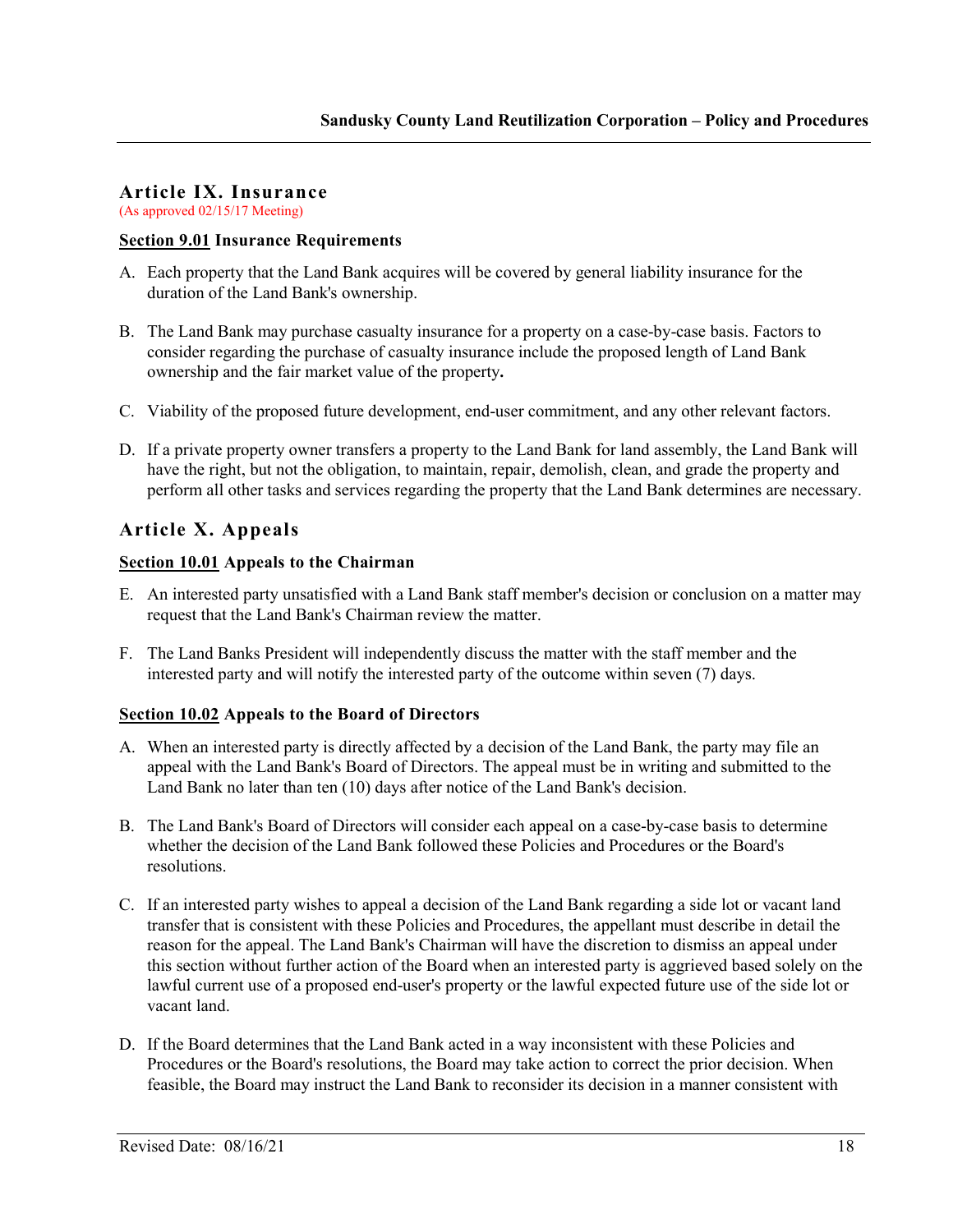## Article IX. Insurance

(As approved 02/15/17 Meeting)

**Section 9.01 Insurance Requirements**

A. Each property that the Land Bank acquires will be covered by general liability insurance for the duration of the Land Bank's ownership.

B. The Land Bank may purchase casualty insurance for a property on a case-by-case basis. Factors to consider regarding the purchase of casualty insurance include the proposed length of Land Bank ownership and the fair market value of the property**.**

C. Viability of the proposed future development, end-user commitment, and any other relevant factors.

D. If a private property owner transfers a property to the Land Bank for land assembly, the Land Bank will have the right, but not the obligation, to maintain, repair, demolish, clean, and grade the property and perform all other tasks and services regarding the property that the Land Bank determines are necessary.

## Article X. Appeals

**Section 10.01 Appeals to the Chairman**

E. An interested party unsatisfied with a Land Bank staff member's decision or conclusion on a matter may request that the Land Bank's Chairman review the matter.

F. The Land Banks President will independently discuss the matter with the staff member and the interested party and will notify the interested party of the outcome within seven (7) days.

**Section 10.02 Appeals to the Board of Directors**

A. When an interested party is directly affected by a decision of the Land Bank, the party may file an appeal with the Land Bank's Board of Directors. The appeal must be in writing and submitted to the Land Bank no later than ten (10) days after notice of the Land Bank's decision.

B. The Land Bank's Board of Directors will consider each appeal on a case-by-case basis to determine whether the decision of the Land Bank followed these Policies and Procedures or the Board's resolutions.

C. If an interested party wishes to appeal a decision of the Land Bank regarding a side lot or vacant land transfer that is consistent with these Policies and Procedures, the appellant must describe in detail the reason for the appeal. The Land Bank's Chairman will have the discretion to dismiss an appeal under this section without further action of the Board when an interested party is aggrieved based solely on the lawful current use of a proposed end-user's property or the lawful expected future use of the side lot or vacant land.

D. If the Board determines that the Land Bank acted in a way inconsistent with these Policies and Procedures or the Board's resolutions, the Board may take action to correct the prior decision. When feasible, the Board may instruct the Land Bank to reconsider its decision in a manner consistent with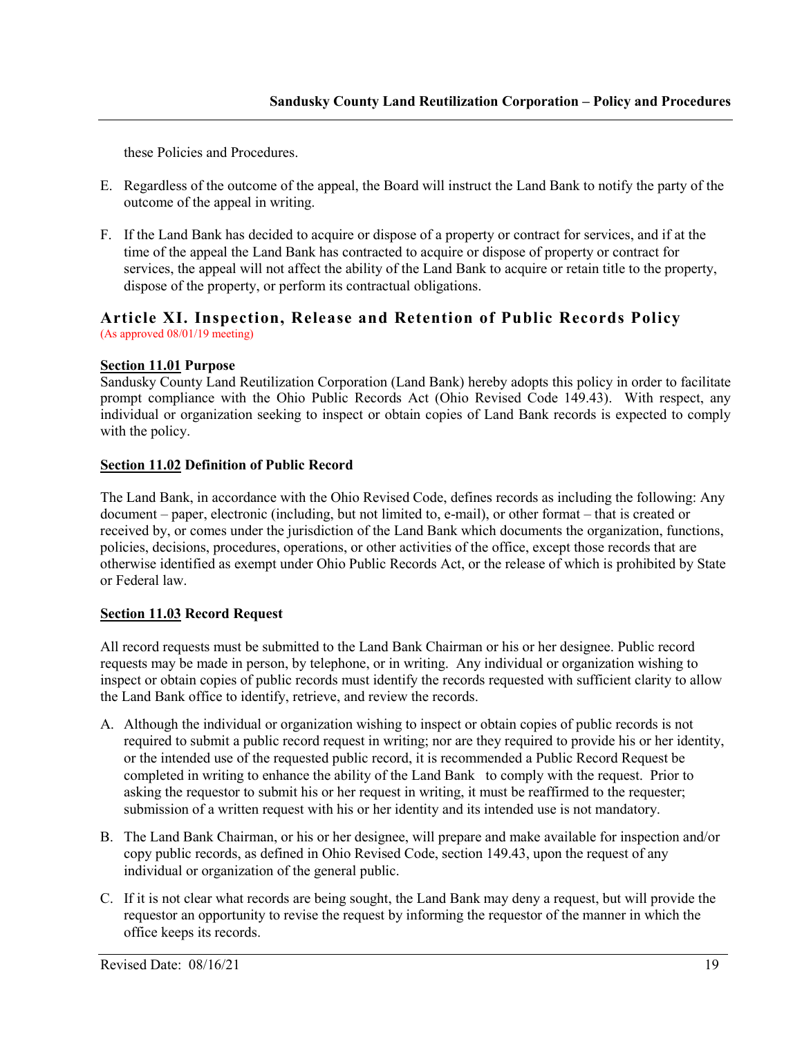these Policies and Procedures.

E. Regardless of the outcome of the appeal, the Board will instruct the Land Bank to notify the party of the outcome of the appeal in writing.

F. If the Land Bank has decided to acquire or dispose of a property or contract for services, and if at the time of the appeal the Land Bank has contracted to acquire or dispose of property or contract for services, the appeal will not affect the ability of the Land Bank to acquire or retain title to the property, dispose of the property, or perform its contractual obligations.

## Article XI. Inspection, Release and Retention of Public Records Policy

(As approved 08/01/19 meeting)

**Section 11.01 Purpose**

Sandusky County Land Reutilization Corporation (Land Bank) hereby adopts this policy in order to facilitate prompt compliance with the Ohio Public Records Act (Ohio Revised Code 149.43). With respect, any individual or organization seeking to inspect or obtain copies of Land Bank records is expected to comply with the policy.

**Section 11.02 Definition of Public Record**

The Land Bank, in accordance with the Ohio Revised Code, defines records as including the following: Any document – paper, electronic (including, but not limited to, e-mail), or other format – that is created or received by, or comes under the jurisdiction of the Land Bank which documents the organization, functions, policies, decisions, procedures, operations, or other activities of the office, except those records that are otherwise identified as exempt under Ohio Public Records Act, or the release of which is prohibited by State or Federal law.

**Section 11.03 Record Request**

All record requests must be submitted to the Land Bank Chairman or his or her designee. Public record requests may be made in person, by telephone, or in writing. Any individual or organization wishing to inspect or obtain copies of public records must identify the records requested with sufficient clarity to allow the Land Bank office to identify, retrieve, and review the records.

A. Although the individual or organization wishing to inspect or obtain copies of public records is not required to submit a public record request in writing; nor are they required to provide his or her identity, or the intended use of the requested public record, it is recommended a Public Record Request be completed in writing to enhance the ability of the Land Bank to comply with the request. Prior to asking the requestor to submit his or her request in writing, it must be reaffirmed to the requester; submission of a written request with his or her identity and its intended use is not mandatory.

B. The Land Bank Chairman, or his or her designee, will prepare and make available for inspection and/or copy public records, as defined in Ohio Revised Code, section 149.43, upon the request of any individual or organization of the general public.

C. If it is not clear what records are being sought, the Land Bank may deny a request, but will provide the requestor an opportunity to revise the request by informing the requestor of the manner in which the office keeps its records.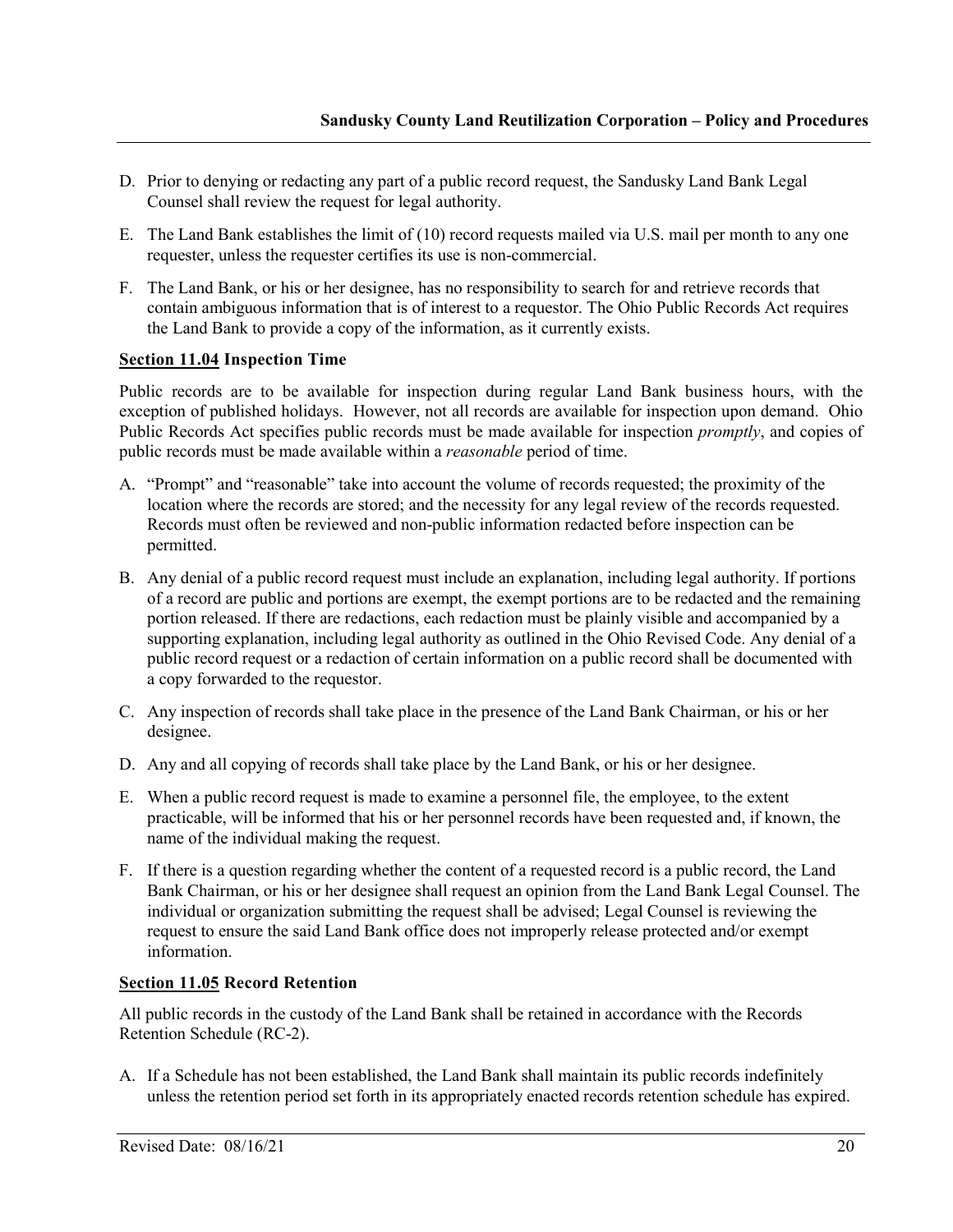D. Prior to denying or redacting any part of a public record request, the Sandusky Land Bank Legal Counsel shall review the request for legal authority.

E. The Land Bank establishes the limit of (10) record requests mailed via U.S. mail per month to any one requester, unless the requester certifies its use is non-commercial.

F. The Land Bank, or his or her designee, has no responsibility to search for and retrieve records that contain ambiguous information that is of interest to a requestor. The Ohio Public Records Act requires the Land Bank to provide a copy of the information, as it currently exists.

**<u>Section 11.04</u> Inspection Time**

Public records are to be available for inspection during regular Land Bank business hours, with the exception of published holidays. However, not all records are available for inspection upon demand. Ohio Public Records Act specifies public records must be made available for inspection *promptly*, and copies of public records must be made available within a *reasonable* period of time.

A. "Prompt" and "reasonable" take into account the volume of records requested; the proximity of the location where the records are stored; and the necessity for any legal review of the records requested. Records must often be reviewed and non-public information redacted before inspection can be permitted.

B. Any denial of a public record request must include an explanation, including legal authority. If portions of a record are public and portions are exempt, the exempt portions are to be redacted and the remaining portion released. If there are redactions, each redaction must be plainly visible and accompanied by a supporting explanation, including legal authority as outlined in the Ohio Revised Code. Any denial of a public record request or a redaction of certain information on a public record shall be documented with a copy forwarded to the requestor.

C. Any inspection of records shall take place in the presence of the Land Bank Chairman, or his or her designee.

D. Any and all copying of records shall take place by the Land Bank, or his or her designee.

E. When a public record request is made to examine a personnel file, the employee, to the extent practicable, will be informed that his or her personnel records have been requested and, if known, the name of the individual making the request.

F. If there is a question regarding whether the content of a requested record is a public record, the Land Bank Chairman, or his or her designee shall request an opinion from the Land Bank Legal Counsel. The individual or organization submitting the request shall be advised; Legal Counsel is reviewing the request to ensure the said Land Bank office does not improperly release protected and/or exempt information.

**<u>Section 11.05</u> Record Retention**

All public records in the custody of the Land Bank shall be retained in accordance with the Records Retention Schedule (RC-2).

A. If a Schedule has not been established, the Land Bank shall maintain its public records indefinitely unless the retention period set forth in its appropriately enacted records retention schedule has expired.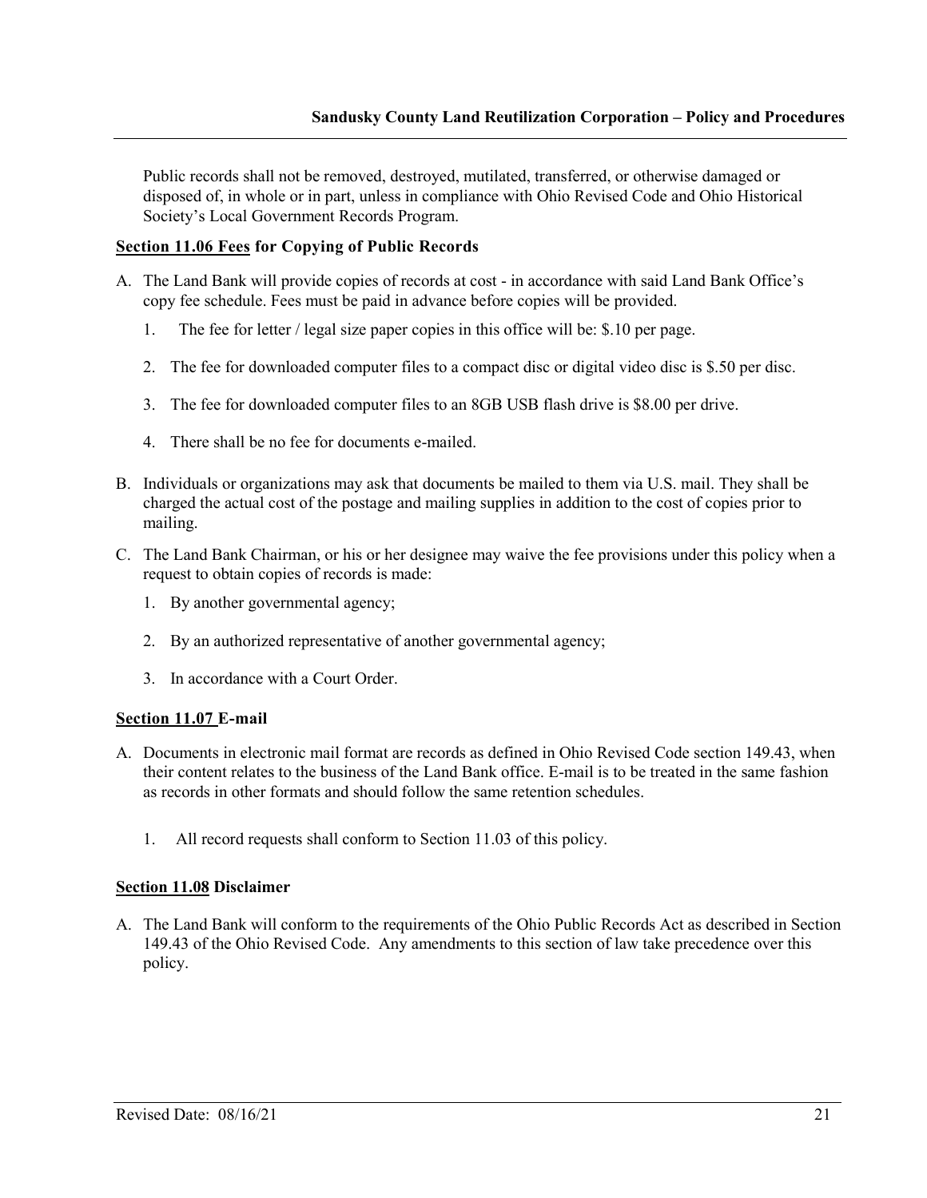Public records shall not be removed, destroyed, mutilated, transferred, or otherwise damaged or disposed of, in whole or in part, unless in compliance with Ohio Revised Code and Ohio Historical Society's Local Government Records Program.

### Section 11.06 Fees for Copying of Public Records

A. The Land Bank will provide copies of records at cost - in accordance with said Land Bank Office's copy fee schedule. Fees must be paid in advance before copies will be provided.

   1. The fee for letter / legal size paper copies in this office will be: $.10 per page.

   2. The fee for downloaded computer files to a compact disc or digital video disc is $.50 per disc.

   3. The fee for downloaded computer files to an 8GB USB flash drive is $8.00 per drive.

   4. There shall be no fee for documents e-mailed.

B. Individuals or organizations may ask that documents be mailed to them via U.S. mail. They shall be charged the actual cost of the postage and mailing supplies in addition to the cost of copies prior to mailing.

C. The Land Bank Chairman, or his or her designee may waive the fee provisions under this policy when a request to obtain copies of records is made:

   1. By another governmental agency;

   2. By an authorized representative of another governmental agency;

   3. In accordance with a Court Order.

### Section 11.07 E-mail

A. Documents in electronic mail format are records as defined in Ohio Revised Code section 149.43, when their content relates to the business of the Land Bank office. E-mail is to be treated in the same fashion as records in other formats and should follow the same retention schedules.

   1. All record requests shall conform to Section 11.03 of this policy.

### Section 11.08 Disclaimer

A. The Land Bank will conform to the requirements of the Ohio Public Records Act as described in Section 149.43 of the Ohio Revised Code. Any amendments to this section of law take precedence over this policy.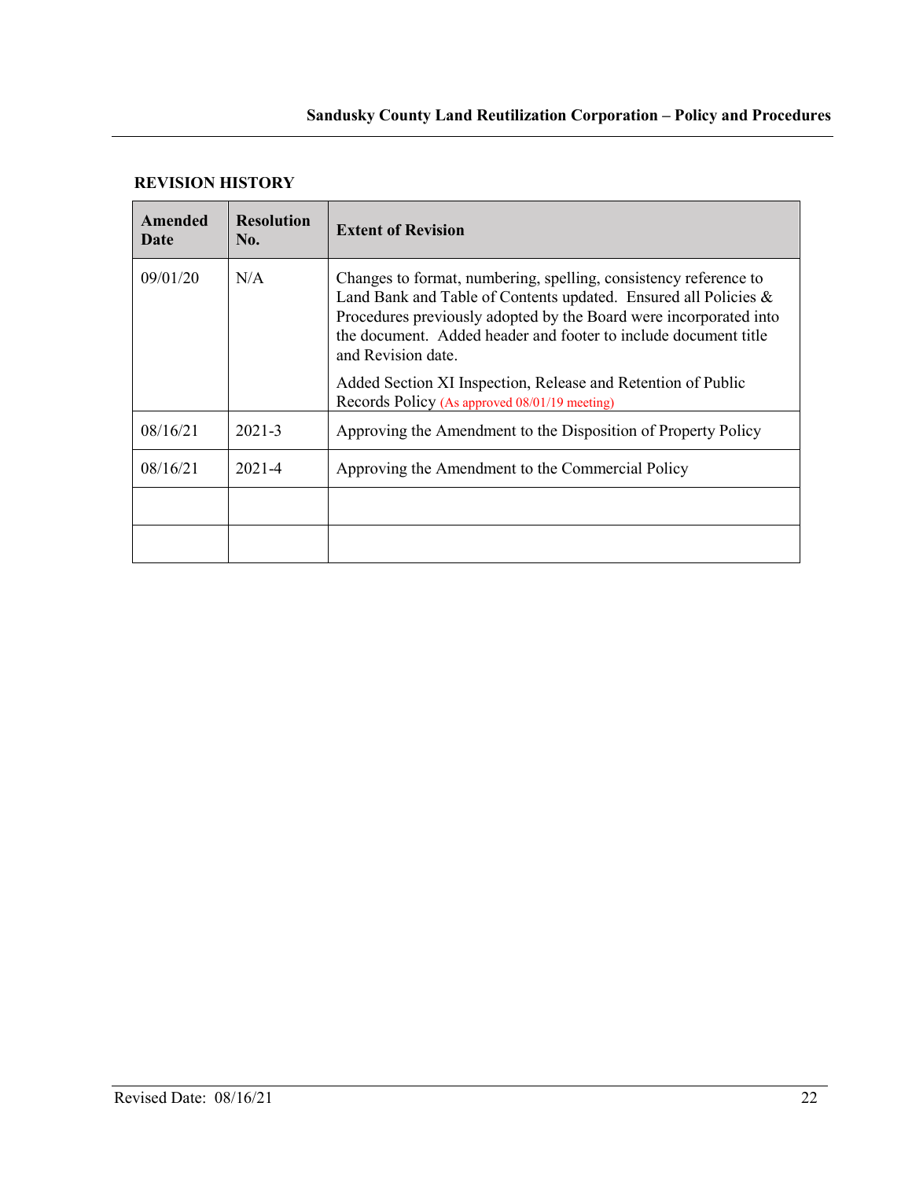## REVISION HISTORY

| Amended Date | Resolution No. | Extent of Revision |
|---|---|---|
| 09/01/20 | N/A | Changes to format, numbering, spelling, consistency reference to Land Bank and Table of Contents updated. Ensured all Policies & Procedures previously adopted by the Board were incorporated into the document. Added header and footer to include document title and Revision date. Added Section XI Inspection, Release and Retention of Public Records Policy (As approved 08/01/19 meeting) |
| 08/16/21 | 2021-3 | Approving the Amendment to the Disposition of Property Policy |
| 08/16/21 | 2021-4 | Approving the Amendment to the Commercial Policy |
| | | |
| | | |